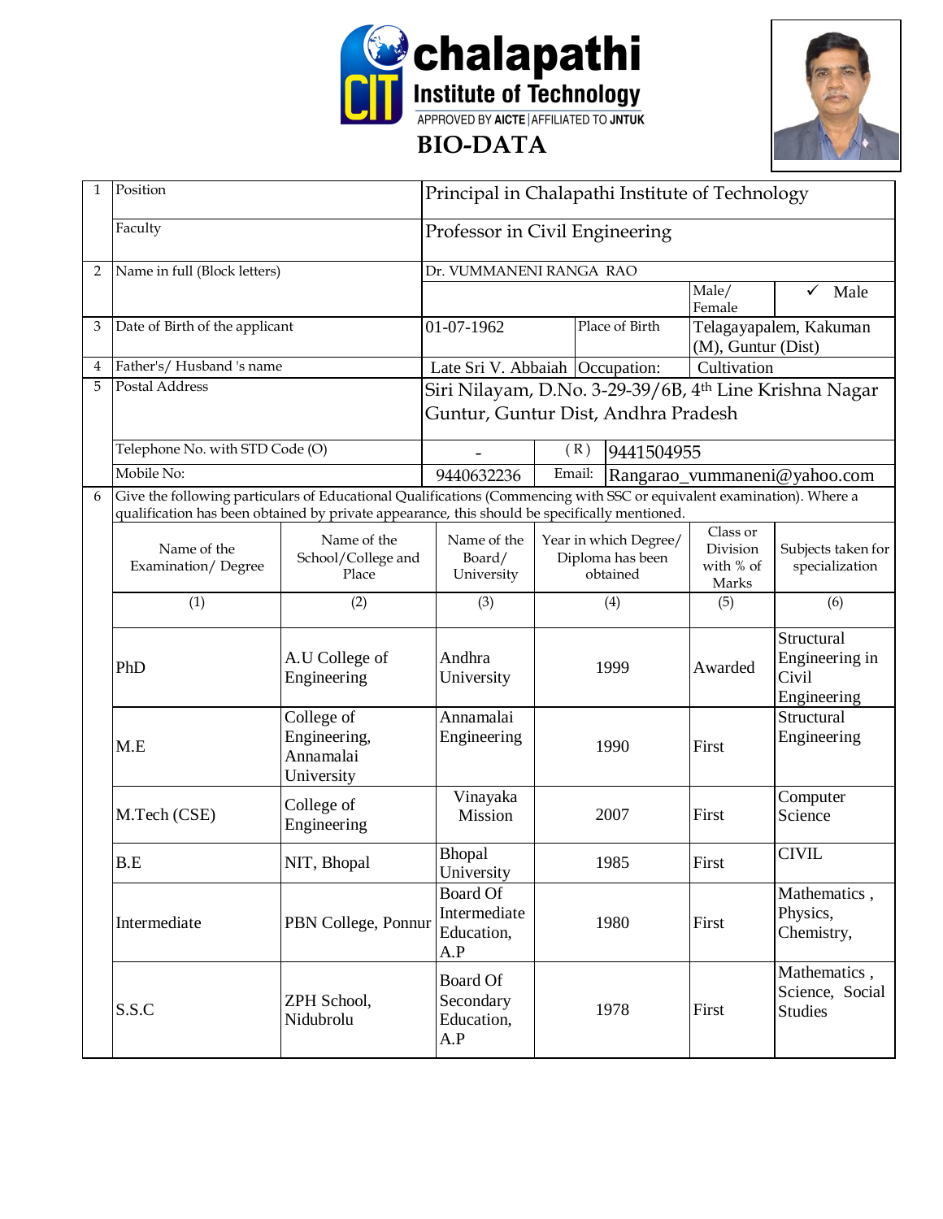# chalapathi Institute of Technology

APPROVED BY AICTE | AFFILIATED TO JNTUK

## BIO-DATA

| | | | | | | |
|---|---|---|---|---|---|---|
| 1 | Position | Principal in Chalapathi Institute of Technology | | | | |
| | Faculty | Professor in Civil Engineering | | | | |
| 2 | Name in full (Block letters) | Dr. VUMMANENI RANGA RAO | | | | |
| | | | | | Male/ Female | ✓ Male |
| 3 | Date of Birth of the applicant | 01-07-1962 | | Place of Birth | Telagayapalem, Kakuman (M), Guntur (Dist) | |
| 4 | Father's/ Husband 's name | Late Sri V. Abbaiah | | Occupation: | Cultivation | |
| 5 | Postal Address | Siri Nilayam, D.No. 3-29-39/6B, 4th Line Krishna Nagar Guntur, Guntur Dist, Andhra Pradesh | | | | |
| | Telephone No. with STD Code (O) | - | ( R ) | 9441504955 | | |
| | Mobile No: | 9440632236 | Email: | Rangarao_vummaneni@yahoo.com | | |

6. Give the following particulars of Educational Qualifications (Commencing with SSC or equivalent examination). Where a qualification has been obtained by private appearance, this should be specifically mentioned.

| Name of the Examination/ Degree | Name of the School/College and Place | Name of the Board/ University | Year in which Degree/ Diploma has been obtained | Class or Division with % of Marks | Subjects taken for specialization |
|---|---|---|---|---|---|
| (1) | (2) | (3) | (4) | (5) | (6) |
| PhD | A.U College of Engineering | Andhra University | 1999 | Awarded | Structural Engineering in Civil Engineering |
| M.E | College of Engineering, Annamalai University | Annamalai Engineering | 1990 | First | Structural Engineering |
| M.Tech (CSE) | College of Engineering | Vinayaka Mission | 2007 | First | Computer Science |
| B.E | NIT, Bhopal | Bhopal University | 1985 | First | CIVIL |
| Intermediate | PBN College, Ponnur | Board Of Intermediate Education, A.P | 1980 | First | Mathematics , Physics, Chemistry, |
| S.S.C | ZPH School, Nidubrolu | Board Of Secondary Education, A.P | 1978 | First | Mathematics , Science, Social Studies |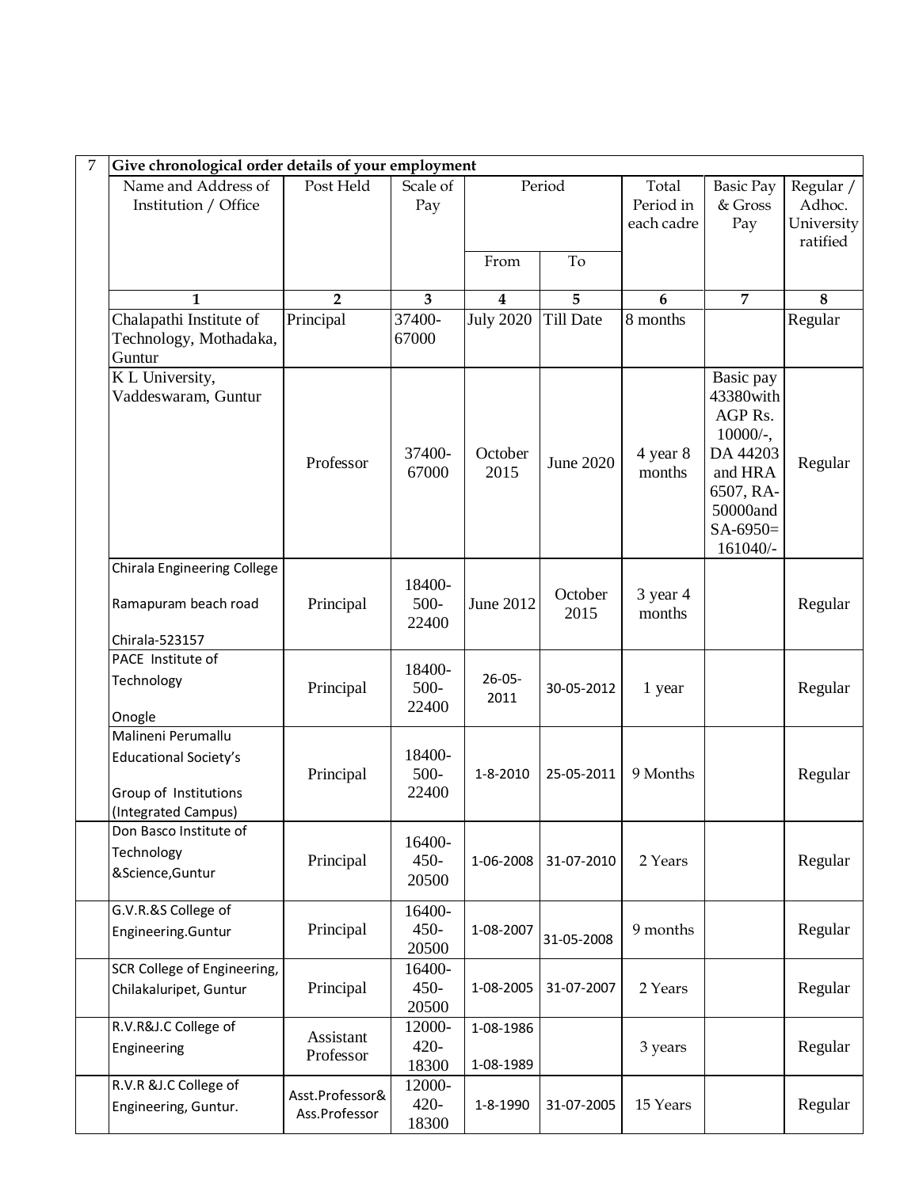| 7 | Give chronological order details of your employment | | | | | | | |
|---|---|---|---|---|---|---|---|---|
| | Name and Address of Institution / Office | Post Held | Scale of Pay | Period | | Total Period in each cadre | Basic Pay & Gross Pay | Regular / Adhoc. University ratified |
| | | | | From | To | | | |
| | 1 | 2 | 3 | 4 | 5 | 6 | 7 | 8 |
| | Chalapathi Institute of Technology, Mothadaka, Guntur | Principal | 37400-67000 | July 2020 | Till Date | 8 months | | Regular |
| | K L University, Vaddeswaram, Guntur | Professor | 37400-67000 | October 2015 | June 2020 | 4 year 8 months | Basic pay 43380with AGP Rs. 10000/-, DA 44203 and HRA 6507, RA-50000and SA-6950= 161040/- | Regular |
| | Chirala Engineering College Ramapuram beach road Chirala-523157 | Principal | 18400-500-22400 | June 2012 | October 2015 | 3 year 4 months | | Regular |
| | PACE Institute of Technology Onogle | Principal | 18400-500-22400 | 26-05-2011 | 30-05-2012 | 1 year | | Regular |
| | Malineni Perumallu Educational Society's Group of Institutions (Integrated Campus) | Principal | 18400-500-22400 | 1-8-2010 | 25-05-2011 | 9 Months | | Regular |
| | Don Basco Institute of Technology &Science,Guntur | Principal | 16400-450-20500 | 1-06-2008 | 31-07-2010 | 2 Years | | Regular |
| | G.V.R.&S College of Engineering.Guntur | Principal | 16400-450-20500 | 1-08-2007 | 31-05-2008 | 9 months | | Regular |
| | SCR College of Engineering, Chilakaluripet, Guntur | Principal | 16400-450-20500 | 1-08-2005 | 31-07-2007 | 2 Years | | Regular |
| | R.V.R&J.C College of Engineering | Assistant Professor | 12000-420-18300 | 1-08-1986 1-08-1989 | | 3 years | | Regular |
| | R.V.R &J.C College of Engineering, Guntur. | Asst.Professor& Ass.Professor | 12000-420-18300 | 1-8-1990 | 31-07-2005 | 15 Years | | Regular |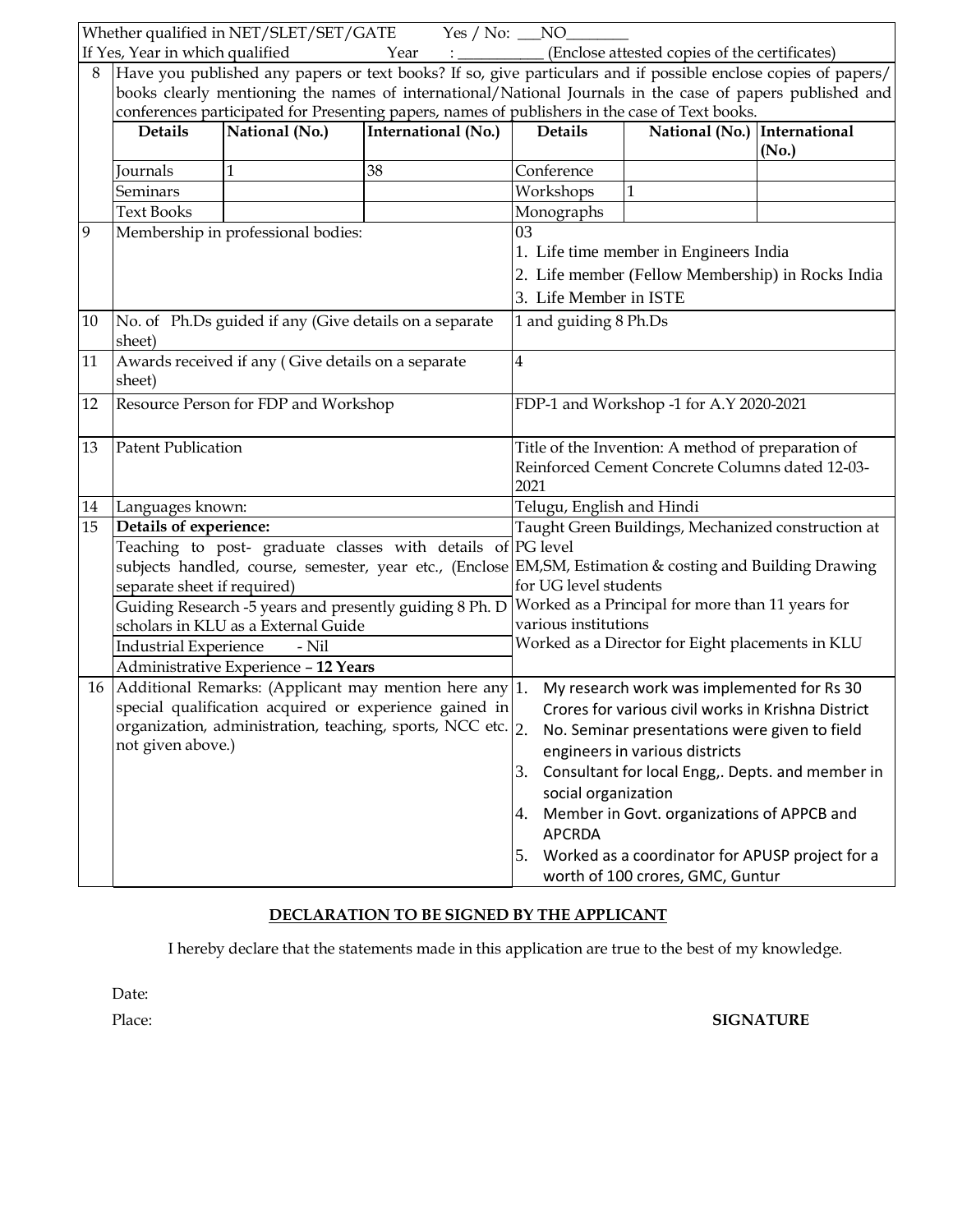| | | |
|---|---|---|
| | Whether qualified in NET/SLET/SET/GATE Yes / No: ___NO________<br>If Yes, Year in which qualified Year : ___________ (Enclose attested copies of the certificates) | |
| 8 | Have you published any papers or text books? If so, give particulars and if possible enclose copies of papers/ books clearly mentioning the names of international/National Journals in the case of papers published and conferences participated for Presenting papers, names of publishers in the case of Text books. | |

| Details | National (No.) | International (No.) | Details | National (No.) | International (No.) |
|---|---|---|---|---|---|
| Journals | 1 | 38 | Conference | | |
| Seminars | | | Workshops | 1 | |
| Text Books | | | Monographs | | |

| | | |
|---|---|---|
| 9 | Membership in professional bodies: | 03<br>1. Life time member in Engineers India<br>2. Life member (Fellow Membership) in Rocks India<br>3. Life Member in ISTE |
| 10 | No. of Ph.Ds guided if any (Give details on a separate sheet) | 1 and guiding 8 Ph.Ds |
| 11 | Awards received if any ( Give details on a separate sheet) | 4 |
| 12 | Resource Person for FDP and Workshop | FDP-1 and Workshop -1 for A.Y 2020-2021 |
| 13 | Patent Publication | Title of the Invention: A method of preparation of Reinforced Cement Concrete Columns dated 12-03-2021 |
| 14 | Languages known: | Telugu, English and Hindi |
| 15 | **Details of experience:**<br>Teaching to post- graduate classes with details of subjects handled, course, semester, year etc., (Enclose separate sheet if required)<br>Guiding Research -5 years and presently guiding 8 Ph. D scholars in KLU as a External Guide<br>Industrial Experience - Nil<br>Administrative Experience – **12 Years** | Taught Green Buildings, Mechanized construction at PG level<br>EM,SM, Estimation & costing and Building Drawing for UG level students<br>Worked as a Principal for more than 11 years for various institutions<br>Worked as a Director for Eight placements in KLU |
| 16 | Additional Remarks: (Applicant may mention here any special qualification acquired or experience gained in organization, administration, teaching, sports, NCC etc. not given above.) | 1. My research work was implemented for Rs 30 Crores for various civil works in Krishna District<br>2. No. Seminar presentations were given to field engineers in various districts<br>3. Consultant for local Engg,. Depts. and member in social organization<br>4. Member in Govt. organizations of APPCB and APCRDA<br>5. Worked as a coordinator for APUSP project for a worth of 100 crores, GMC, Guntur |

## DECLARATION TO BE SIGNED BY THE APPLICANT

I hereby declare that the statements made in this application are true to the best of my knowledge.

Date:

Place: **SIGNATURE**